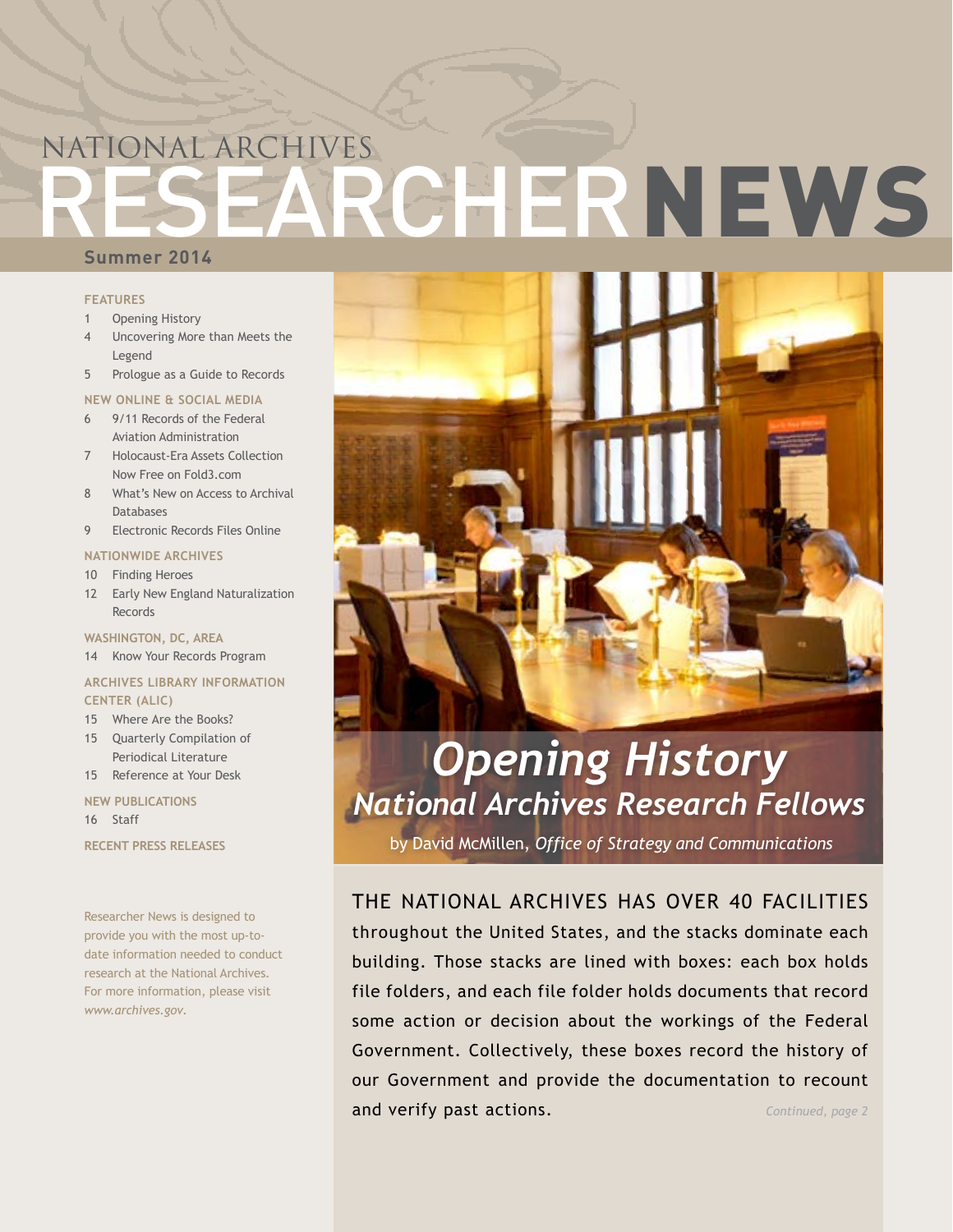# NATIONAL ARCHIVES RESEARCHER NEWS

**Summer 2014**

**FEATURES**

- 1 Opening History
- 4 Uncovering More than Meets the Legend
- 5 Prologue as a Guide to Records

**NEW ONLINE & SOCIAL MEDIA**

- 6 9/11 Records of the Federal Aviation Administration
- 7 Holocaust-Era Assets Collection Now Free on Fold3.com
- 8 What's New on Access to Archival Databases
- 9 Electronic Records Files Online

**NATIONWIDE ARCHIVES**

- 10 Finding Heroes
- 12 Early New England Naturalization Records

**WASHINGTON, DC, AREA**

- 14 Know Your Records Program

**ARCHIVES LIBRARY INFORMATION CENTER (ALIC)**

- 15 Where Are the Books?
- 15 Quarterly Compilation of Periodical Literature
- 15 Reference at Your Desk

**NEW PUBLICATIONS**

- 16 Staff

**RECENT PRESS RELEASES**

Researcher News is designed to provide you with the most up-to-date information needed to conduct research at the National Archives. For more information, please visit *www.archives.gov*.

## *Opening History*
### *National Archives Research Fellows*

by David McMillen, *Office of Strategy and Communications*

THE NATIONAL ARCHIVES HAS OVER 40 FACILITIES throughout the United States, and the stacks dominate each building. Those stacks are lined with boxes: each box holds file folders, and each file folder holds documents that record some action or decision about the workings of the Federal Government. Collectively, these boxes record the history of our Government and provide the documentation to recount and verify past actions.

*Continued, page 2*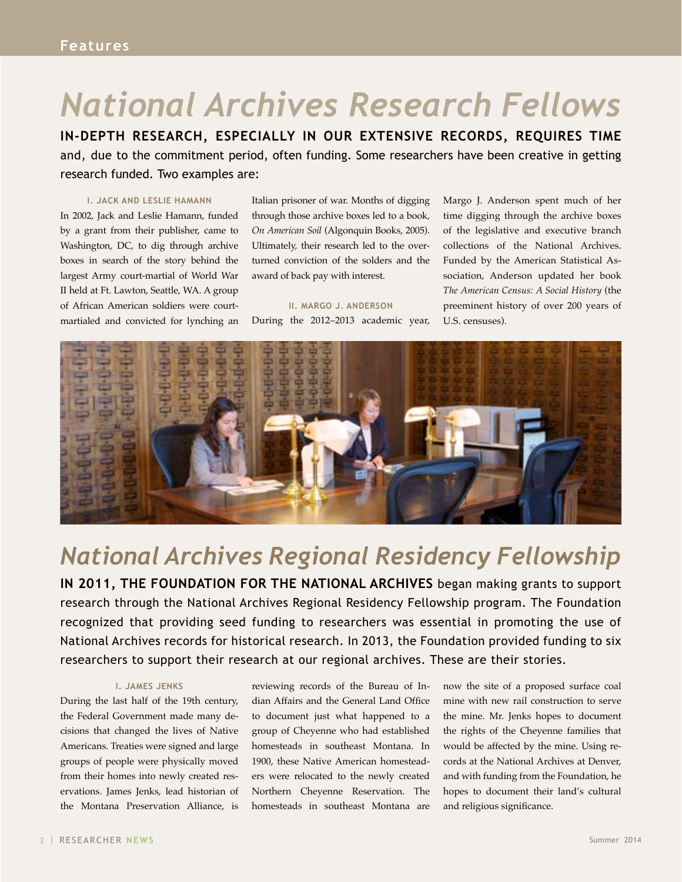# National Archives Research Fellows

**IN-DEPTH RESEARCH, ESPECIALLY IN OUR EXTENSIVE RECORDS, REQUIRES TIME** and, due to the commitment period, often funding. Some researchers have been creative in getting research funded. Two examples are:

### I. JACK AND LESLIE HAMANN

In 2002, Jack and Leslie Hamann, funded by a grant from their publisher, came to Washington, DC, to dig through archive boxes in search of the story behind the largest Army court-martial of World War II held at Ft. Lawton, Seattle, WA. A group of African American soldiers were court-martialed and convicted for lynching an Italian prisoner of war. Months of digging through those archive boxes led to a book, *On American Soil* (Algonquin Books, 2005). Ultimately, their research led to the overturned conviction of the solders and the award of back pay with interest.

### II. MARGO J. ANDERSON

During the 2012–2013 academic year, Margo J. Anderson spent much of her time digging through the archive boxes of the legislative and executive branch collections of the National Archives. Funded by the American Statistical Association, Anderson updated her book *The American Census: A Social History* (the preeminent history of over 200 years of U.S. censuses).

# National Archives Regional Residency Fellowship

**IN 2011, THE FOUNDATION FOR THE NATIONAL ARCHIVES** began making grants to support research through the National Archives Regional Residency Fellowship program. The Foundation recognized that providing seed funding to researchers was essential in promoting the use of National Archives records for historical research. In 2013, the Foundation provided funding to six researchers to support their research at our regional archives. These are their stories.

### I. JAMES JENKS

During the last half of the 19th century, the Federal Government made many decisions that changed the lives of Native Americans. Treaties were signed and large groups of people were physically moved from their homes into newly created reservations. James Jenks, lead historian of the Montana Preservation Alliance, is reviewing records of the Bureau of Indian Affairs and the General Land Office to document just what happened to a group of Cheyenne who had established homesteads in southeast Montana. In 1900, these Native American homesteaders were relocated to the newly created Northern Cheyenne Reservation. The homesteads in southeast Montana are now the site of a proposed surface coal mine with new rail construction to serve the mine. Mr. Jenks hopes to document the rights of the Cheyenne families that would be affected by the mine. Using records at the National Archives at Denver, and with funding from the Foundation, he hopes to document their land's cultural and religious significance.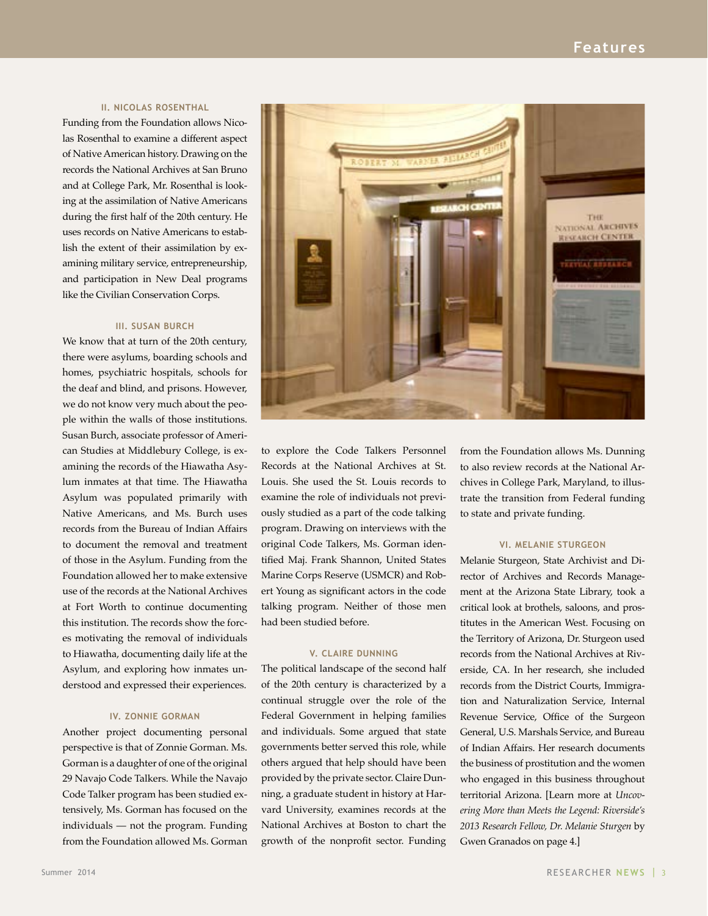### II. NICOLAS ROSENTHAL

Funding from the Foundation allows Nicolas Rosenthal to examine a different aspect of Native American history. Drawing on the records the National Archives at San Bruno and at College Park, Mr. Rosenthal is looking at the assimilation of Native Americans during the first half of the 20th century. He uses records on Native Americans to establish the extent of their assimilation by examining military service, entrepreneurship, and participation in New Deal programs like the Civilian Conservation Corps.

### III. SUSAN BURCH

We know that at turn of the 20th century, there were asylums, boarding schools and homes, psychiatric hospitals, schools for the deaf and blind, and prisons. However, we do not know very much about the people within the walls of those institutions. Susan Burch, associate professor of American Studies at Middlebury College, is examining the records of the Hiawatha Asylum inmates at that time. The Hiawatha Asylum was populated primarily with Native Americans, and Ms. Burch uses records from the Bureau of Indian Affairs to document the removal and treatment of those in the Asylum. Funding from the Foundation allowed her to make extensive use of the records at the National Archives at Fort Worth to continue documenting this institution. The records show the forces motivating the removal of individuals to Hiawatha, documenting daily life at the Asylum, and exploring how inmates understood and expressed their experiences.

### IV. ZONNIE GORMAN

Another project documenting personal perspective is that of Zonnie Gorman. Ms. Gorman is a daughter of one of the original 29 Navajo Code Talkers. While the Navajo Code Talker program has been studied extensively, Ms. Gorman has focused on the individuals — not the program. Funding from the Foundation allowed Ms. Gorman to explore the Code Talkers Personnel Records at the National Archives at St. Louis. She used the St. Louis records to examine the role of individuals not previously studied as a part of the code talking program. Drawing on interviews with the original Code Talkers, Ms. Gorman identified Maj. Frank Shannon, United States Marine Corps Reserve (USMCR) and Robert Young as significant actors in the code talking program. Neither of those men had been studied before.

### V. CLAIRE DUNNING

The political landscape of the second half of the 20th century is characterized by a continual struggle over the role of the Federal Government in helping families and individuals. Some argued that state governments better served this role, while others argued that help should have been provided by the private sector. Claire Dunning, a graduate student in history at Harvard University, examines records at the National Archives at Boston to chart the growth of the nonprofit sector. Funding from the Foundation allows Ms. Dunning to also review records at the National Archives in College Park, Maryland, to illustrate the transition from Federal funding to state and private funding.

### VI. MELANIE STURGEON

Melanie Sturgeon, State Archivist and Director of Archives and Records Management at the Arizona State Library, took a critical look at brothels, saloons, and prostitutes in the American West. Focusing on the Territory of Arizona, Dr. Sturgeon used records from the National Archives at Riverside, CA. In her research, she included records from the District Courts, Immigration and Naturalization Service, Internal Revenue Service, Office of the Surgeon General, U.S. Marshals Service, and Bureau of Indian Affairs. Her research documents the business of prostitution and the women who engaged in this business throughout territorial Arizona. [Learn more at *Uncovering More than Meets the Legend: Riverside's 2013 Research Fellow, Dr. Melanie Sturgen* by Gwen Granados on page 4.]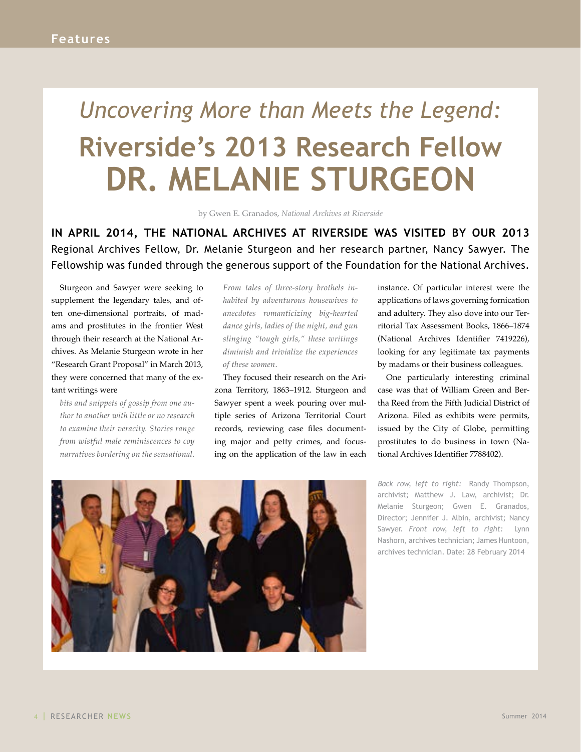# *Uncovering More than Meets the Legend:* Riverside's 2013 Research Fellow DR. MELANIE STURGEON

by Gwen E. Granados, *National Archives at Riverside*

**IN APRIL 2014, THE NATIONAL ARCHIVES AT RIVERSIDE WAS VISITED BY OUR 2013** Regional Archives Fellow, Dr. Melanie Sturgeon and her research partner, Nancy Sawyer. The Fellowship was funded through the generous support of the Foundation for the National Archives.

Sturgeon and Sawyer were seeking to supplement the legendary tales, and often one-dimensional portraits, of madams and prostitutes in the frontier West through their research at the National Archives. As Melanie Sturgeon wrote in her "Research Grant Proposal" in March 2013, they were concerned that many of the extant writings were

> *bits and snippets of gossip from one author to another with little or no research to examine their veracity. Stories range from wistful male reminiscences to coy narratives bordering on the sensational. From tales of three-story brothels inhabited by adventurous housewives to anecdotes romanticizing big-hearted dance girls, ladies of the night, and gun slinging "tough girls," these writings diminish and trivialize the experiences of these women.*

They focused their research on the Arizona Territory, 1863–1912. Sturgeon and Sawyer spent a week pouring over multiple series of Arizona Territorial Court records, reviewing case files documenting major and petty crimes, and focusing on the application of the law in each instance. Of particular interest were the applications of laws governing fornication and adultery. They also dove into our Territorial Tax Assessment Books, 1866–1874 (National Archives Identifier 7419226), looking for any legitimate tax payments by madams or their business colleagues.

One particularly interesting criminal case was that of William Green and Bertha Reed from the Fifth Judicial District of Arizona. Filed as exhibits were permits, issued by the City of Globe, permitting prostitutes to do business in town (National Archives Identifier 7788402).

*Back row, left to right:* Randy Thompson, archivist; Matthew J. Law, archivist; Dr. Melanie Sturgeon; Gwen E. Granados, Director; Jennifer J. Albin, archivist; Nancy Sawyer. *Front row, left to right:* Lynn Nashorn, archives technician; James Huntoon, archives technician. Date: 28 February 2014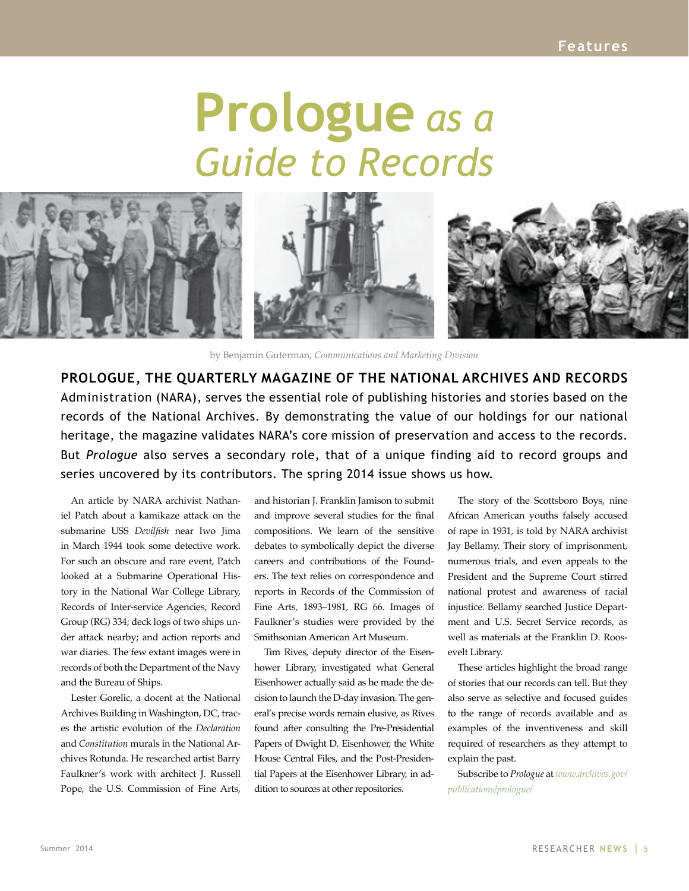# **Prologue** *as a Guide to Records*

by Benjamin Guterman, *Communications and Marketing Division*

**PROLOGUE, THE QUARTERLY MAGAZINE OF THE NATIONAL ARCHIVES AND RECORDS** Administration (NARA), serves the essential role of publishing histories and stories based on the records of the National Archives. By demonstrating the value of our holdings for our national heritage, the magazine validates NARA's core mission of preservation and access to the records. But *Prologue* also serves a secondary role, that of a unique finding aid to record groups and series uncovered by its contributors. The spring 2014 issue shows us how.

An article by NARA archivist Nathaniel Patch about a kamikaze attack on the submarine USS *Devilfish* near Iwo Jima in March 1944 took some detective work. For such an obscure and rare event, Patch looked at a Submarine Operational History in the National War College Library, Records of Inter-service Agencies, Record Group (RG) 334; deck logs of two ships under attack nearby; and action reports and war diaries. The few extant images were in records of both the Department of the Navy and the Bureau of Ships.

Lester Gorelic, a docent at the National Archives Building in Washington, DC, traces the artistic evolution of the *Declaration* and *Constitution* murals in the National Archives Rotunda. He researched artist Barry Faulkner's work with architect J. Russell Pope, the U.S. Commission of Fine Arts, and historian J. Franklin Jamison to submit and improve several studies for the final compositions. We learn of the sensitive debates to symbolically depict the diverse careers and contributions of the Founders. The text relies on correspondence and reports in Records of the Commission of Fine Arts, 1893–1981, RG 66. Images of Faulkner's studies were provided by the Smithsonian American Art Museum.

Tim Rives, deputy director of the Eisenhower Library, investigated what General Eisenhower actually said as he made the decision to launch the D-day invasion. The general's precise words remain elusive, as Rives found after consulting the Pre-Presidential Papers of Dwight D. Eisenhower, the White House Central Files, and the Post-Presidential Papers at the Eisenhower Library, in addition to sources at other repositories.

The story of the Scottsboro Boys, nine African American youths falsely accused of rape in 1931, is told by NARA archivist Jay Bellamy. Their story of imprisonment, numerous trials, and even appeals to the President and the Supreme Court stirred national protest and awareness of racial injustice. Bellamy searched Justice Department and U.S. Secret Service records, as well as materials at the Franklin D. Roosevelt Library.

These articles highlight the broad range of stories that our records can tell. But they also serve as selective and focused guides to the range of records available and as examples of the inventiveness and skill required of researchers as they attempt to explain the past.

Subscribe to *Prologue* at *www.archives.gov/publications/prologue/*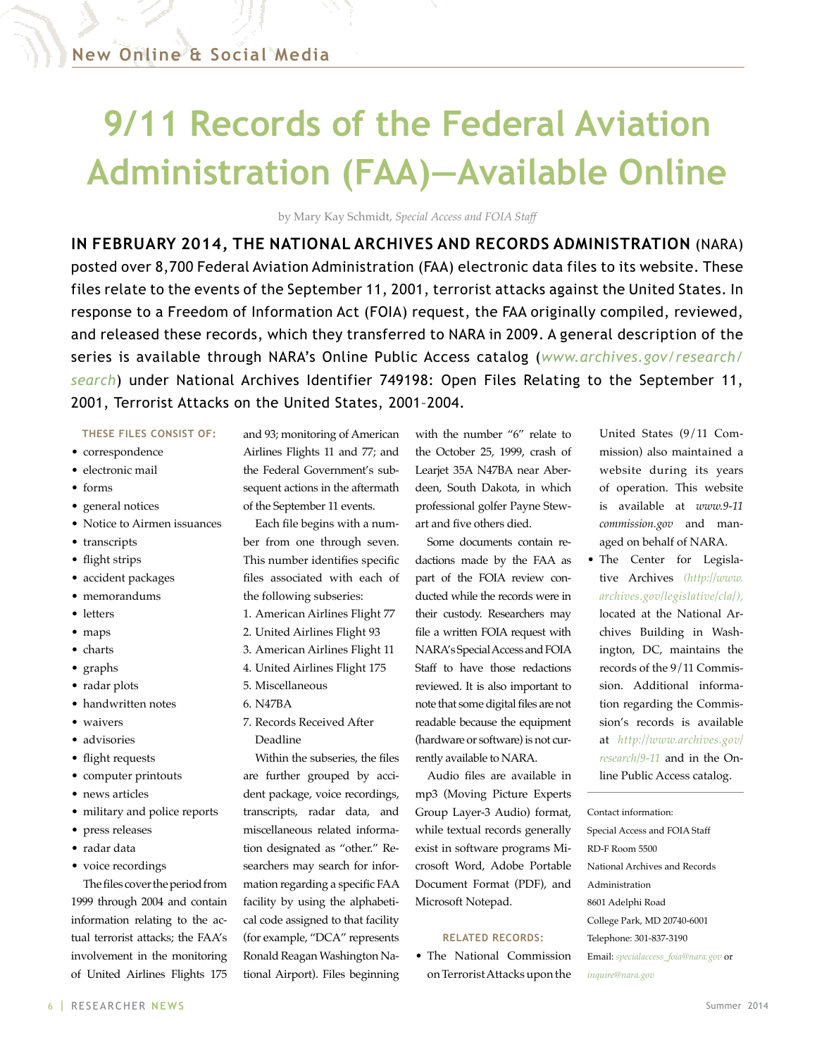New Online & Social Media

# 9/11 Records of the Federal Aviation Administration (FAA)—Available Online

by Mary Kay Schmidt, *Special Access and FOIA Staff*

**IN FEBRUARY 2014, THE NATIONAL ARCHIVES AND RECORDS ADMINISTRATION** (NARA) posted over 8,700 Federal Aviation Administration (FAA) electronic data files to its website. These files relate to the events of the September 11, 2001, terrorist attacks against the United States. In response to a Freedom of Information Act (FOIA) request, the FAA originally compiled, reviewed, and released these records, which they transferred to NARA in 2009. A general description of the series is available through NARA's Online Public Access catalog (*www.archives.gov/research/search*) under National Archives Identifier 749198: Open Files Relating to the September 11, 2001, Terrorist Attacks on the United States, 2001–2004.

**THESE FILES CONSIST OF:**

- correspondence
- electronic mail
- forms
- general notices
- Notice to Airmen issuances
- transcripts
- flight strips
- accident packages
- memorandums
- letters
- maps
- charts
- graphs
- radar plots
- handwritten notes
- waivers
- advisories
- flight requests
- computer printouts
- news articles
- military and police reports
- press releases
- radar data
- voice recordings

The files cover the period from 1999 through 2004 and contain information relating to the actual terrorist attacks; the FAA's involvement in the monitoring of United Airlines Flights 175 and 93; monitoring of American Airlines Flights 11 and 77; and the Federal Government's subsequent actions in the aftermath of the September 11 events.

Each file begins with a number from one through seven. This number identifies specific files associated with each of the following subseries:

1. American Airlines Flight 77
2. United Airlines Flight 93
3. American Airlines Flight 11
4. United Airlines Flight 175
5. Miscellaneous
6. N47BA
7. Records Received After Deadline

Within the subseries, the files are further grouped by accident package, voice recordings, transcripts, radar data, and miscellaneous related information designated as "other." Researchers may search for information regarding a specific FAA facility by using the alphabetical code assigned to that facility (for example, "DCA" represents Ronald Reagan Washington National Airport). Files beginning with the number "6" relate to the October 25, 1999, crash of Learjet 35A N47BA near Aberdeen, South Dakota, in which professional golfer Payne Stewart and five others died.

Some documents contain redactions made by the FAA as part of the FOIA review conducted while the records were in their custody. Researchers may file a written FOIA request with NARA's Special Access and FOIA Staff to have those redactions reviewed. It is also important to note that some digital files are not readable because the equipment (hardware or software) is not currently available to NARA.

Audio files are available in mp3 (Moving Picture Experts Group Layer-3 Audio) format, while textual records generally exist in software programs Microsoft Word, Adobe Portable Document Format (PDF), and Microsoft Notepad.

**RELATED RECORDS:**

- The National Commission on Terrorist Attacks upon the United States (9/11 Commission) also maintained a website during its years of operation. This website is available at *www.9-11commission.gov* and managed on behalf of NARA.
- The Center for Legislative Archives *(http://www.archives.gov/legislative/cla/)*, located at the National Archives Building in Washington, DC, maintains the records of the 9/11 Commission. Additional information regarding the Commission's records is available at *http://www.archives.gov/research/9-11* and in the Online Public Access catalog.

Contact information:
Special Access and FOIA Staff
RD-F Room 5500
National Archives and Records Administration
8601 Adelphi Road
College Park, MD 20740-6001
Telephone: 301-837-3190
Email: *specialaccess_foia@nara.gov* or *inquire@nara.gov*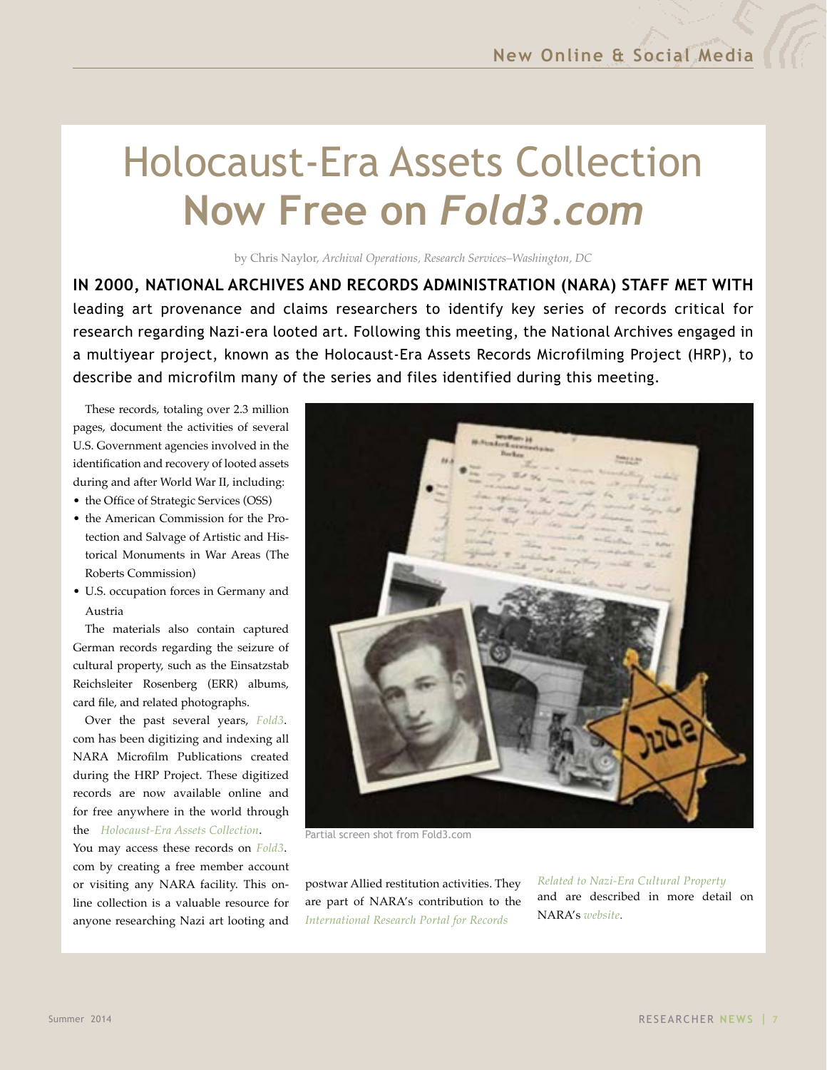# Holocaust-Era Assets Collection Now Free on *Fold3.com*

by Chris Naylor, *Archival Operations, Research Services–Washington, DC*

**IN 2000, NATIONAL ARCHIVES AND RECORDS ADMINISTRATION (NARA) STAFF MET WITH** leading art provenance and claims researchers to identify key series of records critical for research regarding Nazi-era looted art. Following this meeting, the National Archives engaged in a multiyear project, known as the Holocaust-Era Assets Records Microfilming Project (HRP), to describe and microfilm many of the series and files identified during this meeting.

These records, totaling over 2.3 million pages, document the activities of several U.S. Government agencies involved in the identification and recovery of looted assets during and after World War II, including:

- the Office of Strategic Services (OSS)
- the American Commission for the Protection and Salvage of Artistic and Historical Monuments in War Areas (The Roberts Commission)
- U.S. occupation forces in Germany and Austria

The materials also contain captured German records regarding the seizure of cultural property, such as the Einsatzstab Reichsleiter Rosenberg (ERR) albums, card file, and related photographs.

Over the past several years, *Fold3*.com has been digitizing and indexing all NARA Microfilm Publications created during the HRP Project. These digitized records are now available online and for free anywhere in the world through the *Holocaust-Era Assets Collection*. You may access these records on *Fold3*.com by creating a free member account or visiting any NARA facility. This online collection is a valuable resource for anyone researching Nazi art looting and postwar Allied restitution activities. They are part of NARA's contribution to the *International Research Portal for Records Related to Nazi-Era Cultural Property* and are described in more detail on NARA's *website*.

Partial screen shot from Fold3.com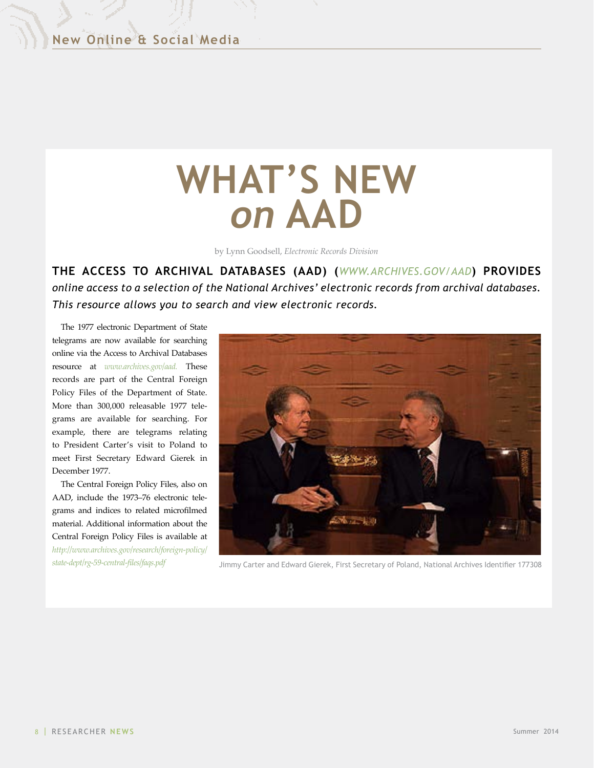# WHAT'S NEW *on* AAD

by Lynn Goodsell, *Electronic Records Division*

**THE ACCESS TO ARCHIVAL DATABASES (AAD) (*WWW.ARCHIVES.GOV/AAD*) PROVIDES** *online access to a selection of the National Archives' electronic records from archival databases. This resource allows you to search and view electronic records.*

The 1977 electronic Department of State telegrams are now available for searching online via the Access to Archival Databases resource at *www.archives.gov/aad.* These records are part of the Central Foreign Policy Files of the Department of State. More than 300,000 releasable 1977 telegrams are available for searching. For example, there are telegrams relating to President Carter's visit to Poland to meet First Secretary Edward Gierek in December 1977.

The Central Foreign Policy Files, also on AAD, include the 1973–76 electronic telegrams and indices to related microfilmed material. Additional information about the Central Foreign Policy Files is available at *http://www.archives.gov/research/foreign-policy/state-dept/rg-59-central-files/faqs.pdf*

Jimmy Carter and Edward Gierek, First Secretary of Poland, National Archives Identifier 177308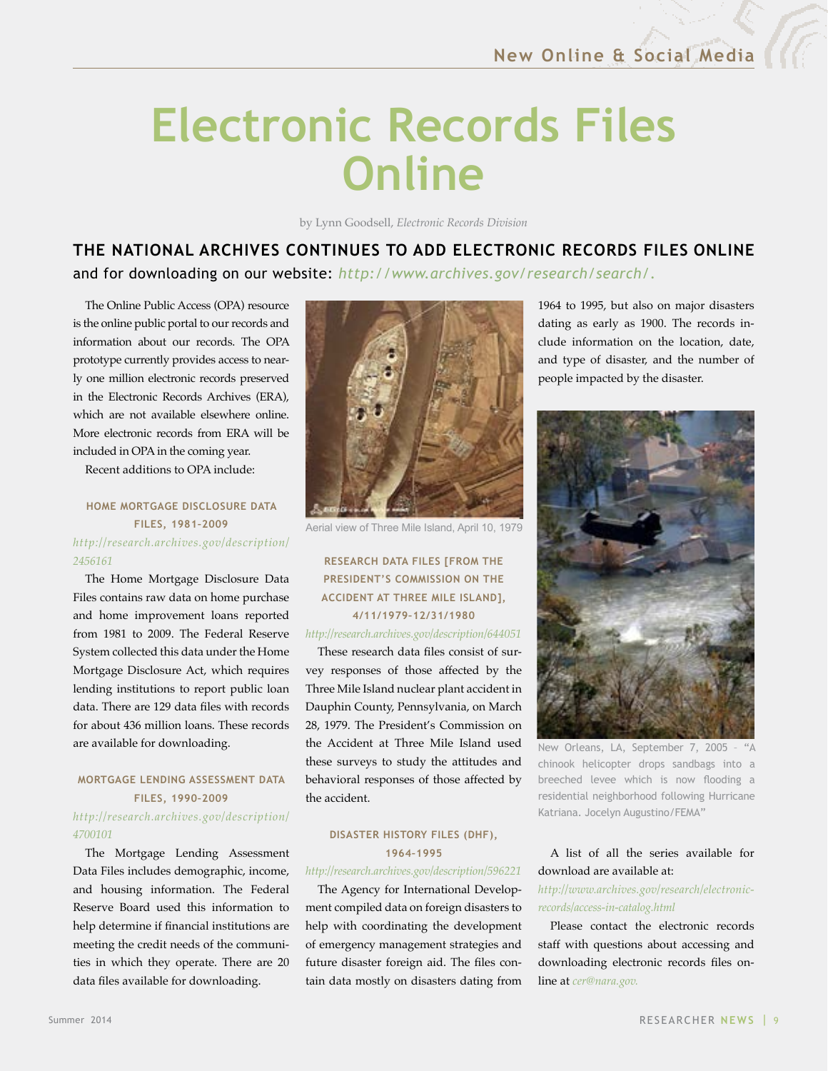# Electronic Records Files Online

by Lynn Goodsell, *Electronic Records Division*

**THE NATIONAL ARCHIVES CONTINUES TO ADD ELECTRONIC RECORDS FILES ONLINE** and for downloading on our website: *http://www.archives.gov/research/search/.*

The Online Public Access (OPA) resource is the online public portal to our records and information about our records. The OPA prototype currently provides access to nearly one million electronic records preserved in the Electronic Records Archives (ERA), which are not available elsewhere online. More electronic records from ERA will be included in OPA in the coming year.

Recent additions to OPA include:

### HOME MORTGAGE DISCLOSURE DATA FILES, 1981-2009

*http://research.archives.gov/description/2456161*

The Home Mortgage Disclosure Data Files contains raw data on home purchase and home improvement loans reported from 1981 to 2009. The Federal Reserve System collected this data under the Home Mortgage Disclosure Act, which requires lending institutions to report public loan data. There are 129 data files with records for about 436 million loans. These records are available for downloading.

### MORTGAGE LENDING ASSESSMENT DATA FILES, 1990-2009

*http://research.archives.gov/description/4700101*

The Mortgage Lending Assessment Data Files includes demographic, income, and housing information. The Federal Reserve Board used this information to help determine if financial institutions are meeting the credit needs of the communities in which they operate. There are 20 data files available for downloading.

Aerial view of Three Mile Island, April 10, 1979

### RESEARCH DATA FILES [FROM THE PRESIDENT'S COMMISSION ON THE ACCIDENT AT THREE MILE ISLAND], 4/11/1979-12/31/1980

*http://research.archives.gov/description/644051*

These research data files consist of survey responses of those affected by the Three Mile Island nuclear plant accident in Dauphin County, Pennsylvania, on March 28, 1979. The President's Commission on the Accident at Three Mile Island used these surveys to study the attitudes and behavioral responses of those affected by the accident.

### DISASTER HISTORY FILES (DHF), 1964-1995

*http://research.archives.gov/description/596221*

The Agency for International Development compiled data on foreign disasters to help with coordinating the development of emergency management strategies and future disaster foreign aid. The files contain data mostly on disasters dating from 1964 to 1995, but also on major disasters dating as early as 1900. The records include information on the location, date, and type of disaster, and the number of people impacted by the disaster.

New Orleans, LA, September 7, 2005 - "A chinook helicopter drops sandbags into a breeched levee which is now flooding a residential neighborhood following Hurricane Katriana. Jocelyn Augustino/FEMA"

A list of all the series available for download are available at:

*http://www.archives.gov/research/electronic-records/access-in-catalog.html*

Please contact the electronic records staff with questions about accessing and downloading electronic records files online at *cer@nara.gov.*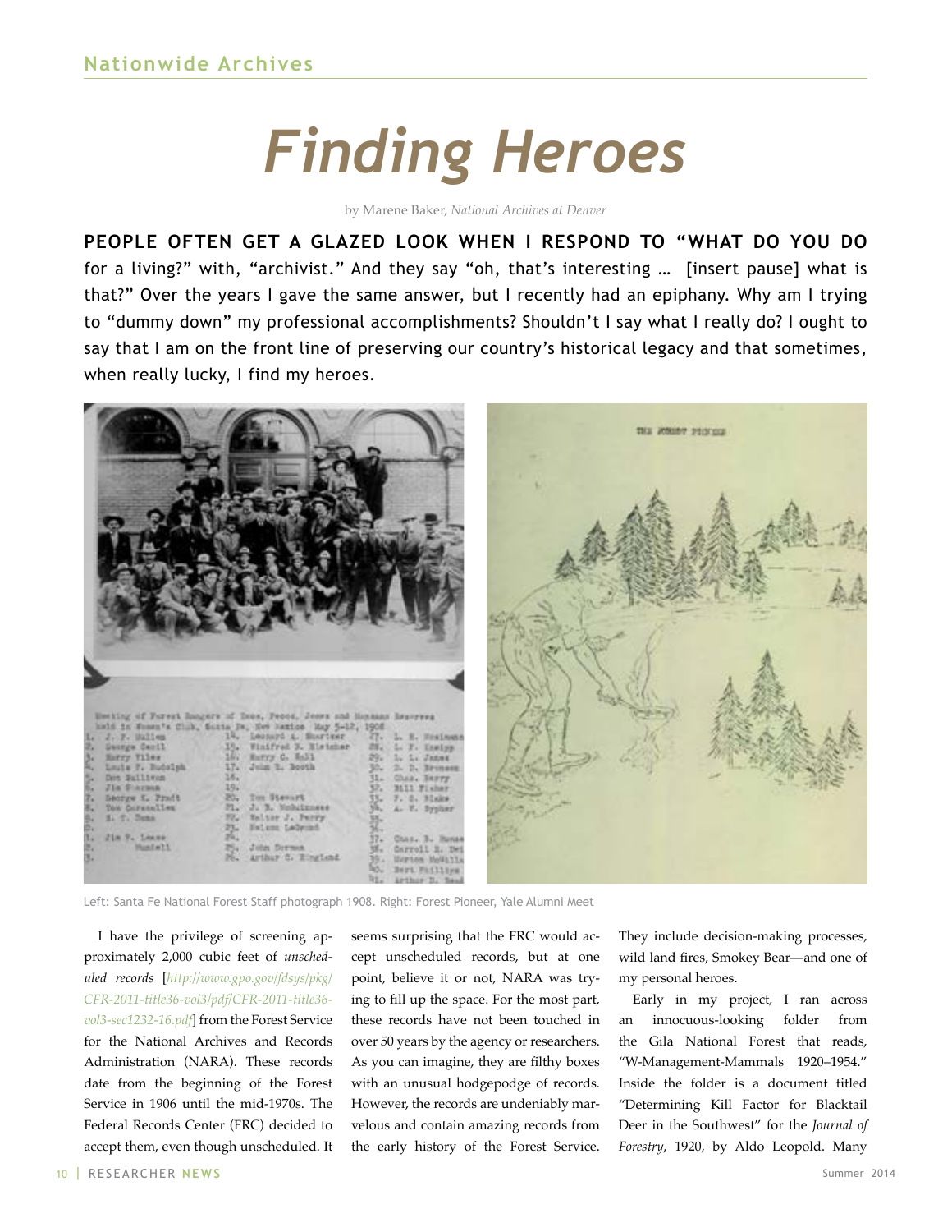# Finding Heroes

by Marene Baker, *National Archives at Denver*

**PEOPLE OFTEN GET A GLAZED LOOK WHEN I RESPOND TO "WHAT DO YOU DO** for a living?" with, "archivist." And they say "oh, that's interesting … [insert pause] what is that?" Over the years I gave the same answer, but I recently had an epiphany. Why am I trying to "dummy down" my professional accomplishments? Shouldn't I say what I really do? I ought to say that I am on the front line of preserving our country's historical legacy and that sometimes, when really lucky, I find my heroes.

Left: Santa Fe National Forest Staff photograph 1908. Right: Forest Pioneer, Yale Alumni Meet

I have the privilege of screening approximately 2,000 cubic feet of *unscheduled records* [*http://www.gpo.gov/fdsys/pkg/CFR-2011-title36-vol3/pdf/CFR-2011-title36-vol3-sec1232-16.pdf*] from the Forest Service for the National Archives and Records Administration (NARA). These records date from the beginning of the Forest Service in 1906 until the mid-1970s. The Federal Records Center (FRC) decided to accept them, even though unscheduled. It seems surprising that the FRC would accept unscheduled records, but at one point, believe it or not, NARA was trying to fill up the space. For the most part, these records have not been touched in over 50 years by the agency or researchers. As you can imagine, they are filthy boxes with an unusual hodgepodge of records. However, the records are undeniably marvelous and contain amazing records from the early history of the Forest Service. They include decision-making processes, wild land fires, Smokey Bear—and one of my personal heroes.

Early in my project, I ran across an innocuous-looking folder from the Gila National Forest that reads, "W-Management-Mammals 1920–1954." Inside the folder is a document titled "Determining Kill Factor for Blacktail Deer in the Southwest" for the *Journal of Forestry*, 1920, by Aldo Leopold. Many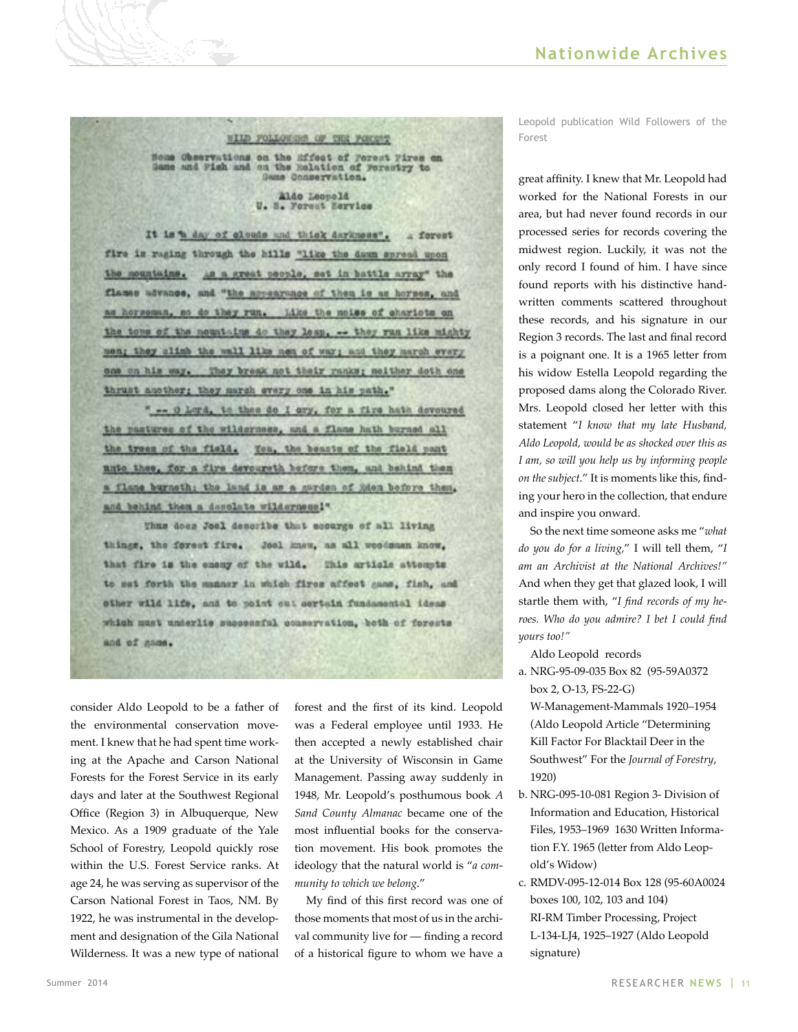Leopold publication Wild Followers of the Forest

consider Aldo Leopold to be a father of the environmental conservation movement. I knew that he had spent time working at the Apache and Carson National Forests for the Forest Service in its early days and later at the Southwest Regional Office (Region 3) in Albuquerque, New Mexico. As a 1909 graduate of the Yale School of Forestry, Leopold quickly rose within the U.S. Forest Service ranks. At age 24, he was serving as supervisor of the Carson National Forest in Taos, NM. By 1922, he was instrumental in the development and designation of the Gila National Wilderness. It was a new type of national forest and the first of its kind. Leopold was a Federal employee until 1933. He then accepted a newly established chair at the University of Wisconsin in Game Management. Passing away suddenly in 1948, Mr. Leopold's posthumous book *A Sand County Almanac* became one of the most influential books for the conservation movement. His book promotes the ideology that the natural world is "*a community to which we belong*."

My find of this first record was one of those moments that most of us in the archival community live for — finding a record of a historical figure to whom we have a great affinity. I knew that Mr. Leopold had worked for the National Forests in our area, but had never found records in our processed series for records covering the midwest region. Luckily, it was not the only record I found of him. I have since found reports with his distinctive handwritten comments scattered throughout these records, and his signature in our Region 3 records. The last and final record is a poignant one. It is a 1965 letter from his widow Estella Leopold regarding the proposed dams along the Colorado River. Mrs. Leopold closed her letter with this statement "*I know that my late Husband, Aldo Leopold, would be as shocked over this as I am, so will you help us by informing people on the subject*." It is moments like this, finding your hero in the collection, that endure and inspire you onward.

So the next time someone asks me "*what do you do for a living*," I will tell them, "*I am an Archivist at the National Archives!*" And when they get that glazed look, I will startle them with, "*I find records of my heroes. Who do you admire? I bet I could find yours too!*"

Aldo Leopold records

a. NRG-95-09-035 Box 82 (95-59A0372 box 2, O-13, FS-22-G) W-Management-Mammals 1920–1954 (Aldo Leopold Article "Determining Kill Factor For Blacktail Deer in the Southwest" For the *Journal of Forestry*, 1920)

b. NRG-095-10-081 Region 3- Division of Information and Education, Historical Files, 1953–1969 1630 Written Information F.Y. 1965 (letter from Aldo Leopold's Widow)

c. RMDV-095-12-014 Box 128 (95-60A0024 boxes 100, 102, 103 and 104) RI-RM Timber Processing, Project L-134-LJ4, 1925–1927 (Aldo Leopold signature)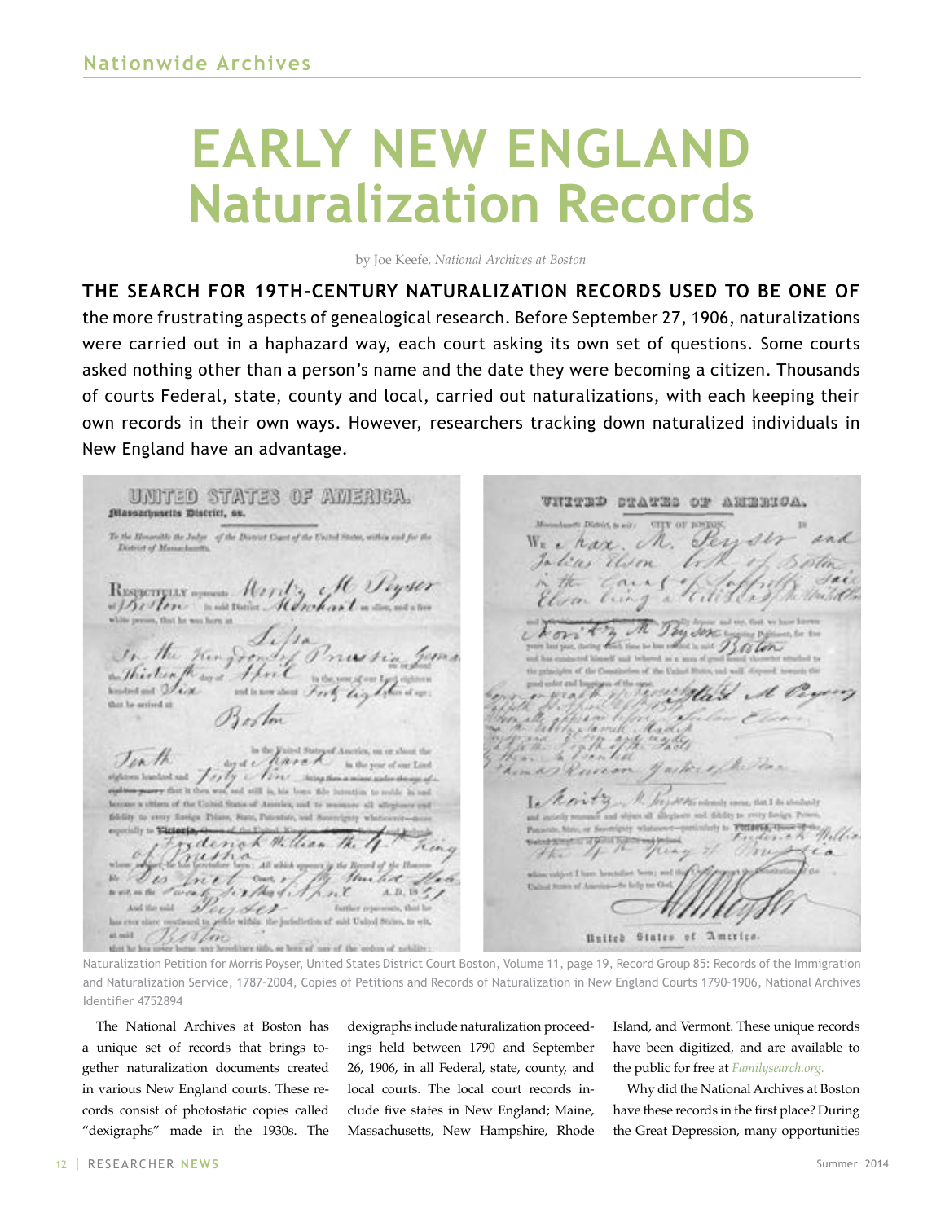# EARLY NEW ENGLAND Naturalization Records

by Joe Keefe, *National Archives at Boston*

**THE SEARCH FOR 19TH-CENTURY NATURALIZATION RECORDS USED TO BE ONE OF** the more frustrating aspects of genealogical research. Before September 27, 1906, naturalizations were carried out in a haphazard way, each court asking its own set of questions. Some courts asked nothing other than a person's name and the date they were becoming a citizen. Thousands of courts Federal, state, county and local, carried out naturalizations, with each keeping their own records in their own ways. However, researchers tracking down naturalized individuals in New England have an advantage.

Naturalization Petition for Morris Poyser, United States District Court Boston, Volume 11, page 19, Record Group 85: Records of the Immigration and Naturalization Service, 1787–2004, Copies of Petitions and Records of Naturalization in New England Courts 1790–1906, National Archives Identifier 4752894

The National Archives at Boston has a unique set of records that brings together naturalization documents created in various New England courts. These records consist of photostatic copies called "dexigraphs" made in the 1930s. The dexigraphs include naturalization proceedings held between 1790 and September 26, 1906, in all Federal, state, county, and local courts. The local court records include five states in New England; Maine, Massachusetts, New Hampshire, Rhode Island, and Vermont. These unique records have been digitized, and are available to the public for free at *Familysearch.org.*

Why did the National Archives at Boston have these records in the first place? During the Great Depression, many opportunities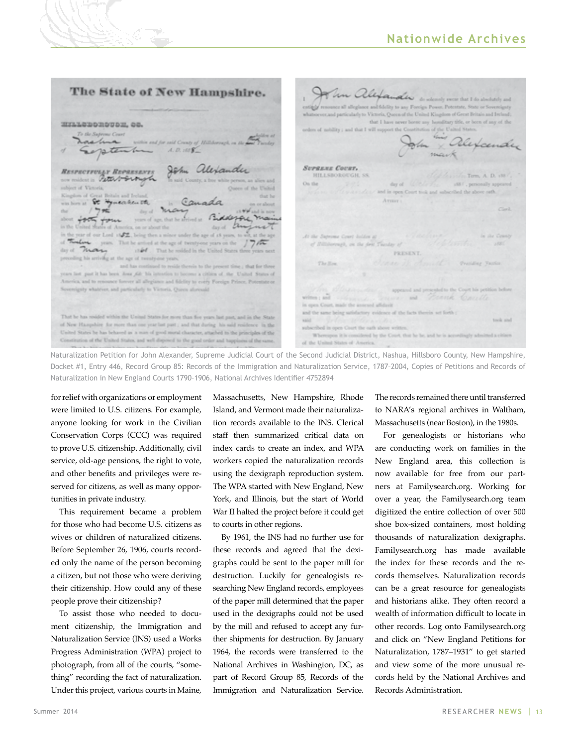Naturalization Petition for John Alexander, Supreme Judicial Court of the Second Judicial District, Nashua, Hillsboro County, New Hampshire, Docket #1, Entry 446, Record Group 85: Records of the Immigration and Naturalization Service, 1787–2004, Copies of Petitions and Records of Naturalization in New England Courts 1790–1906, National Archives Identifier 4752894

for relief with organizations or employment were limited to U.S. citizens. For example, anyone looking for work in the Civilian Conservation Corps (CCC) was required to prove U.S. citizenship. Additionally, civil service, old-age pensions, the right to vote, and other benefits and privileges were reserved for citizens, as well as many opportunities in private industry.

This requirement became a problem for those who had become U.S. citizens as wives or children of naturalized citizens. Before September 26, 1906, courts recorded only the name of the person becoming a citizen, but not those who were deriving their citizenship. How could any of these people prove their citizenship?

To assist those who needed to document citizenship, the Immigration and Naturalization Service (INS) used a Works Progress Administration (WPA) project to photograph, from all of the courts, "something" recording the fact of naturalization. Under this project, various courts in Maine, Massachusetts, New Hampshire, Rhode Island, and Vermont made their naturalization records available to the INS. Clerical staff then summarized critical data on index cards to create an index, and WPA workers copied the naturalization records using the dexigraph reproduction system. The WPA started with New England, New York, and Illinois, but the start of World War II halted the project before it could get to courts in other regions.

By 1961, the INS had no further use for these records and agreed that the dexigraphs could be sent to the paper mill for destruction. Luckily for genealogists researching New England records, employees of the paper mill determined that the paper used in the dexigraphs could not be used by the mill and refused to accept any further shipments for destruction. By January 1964, the records were transferred to the National Archives in Washington, DC, as part of Record Group 85, Records of the Immigration and Naturalization Service. The records remained there until transferred to NARA's regional archives in Waltham, Massachusetts (near Boston), in the 1980s.

For genealogists or historians who are conducting work on families in the New England area, this collection is now available for free from our partners at Familysearch.org. Working for over a year, the Familysearch.org team digitized the entire collection of over 500 shoe box-sized containers, most holding thousands of naturalization dexigraphs. Familysearch.org has made available the index for these records and the records themselves. Naturalization records can be a great resource for genealogists and historians alike. They often record a wealth of information difficult to locate in other records. Log onto Familysearch.org and click on "New England Petitions for Naturalization, 1787–1931" to get started and view some of the more unusual records held by the National Archives and Records Administration.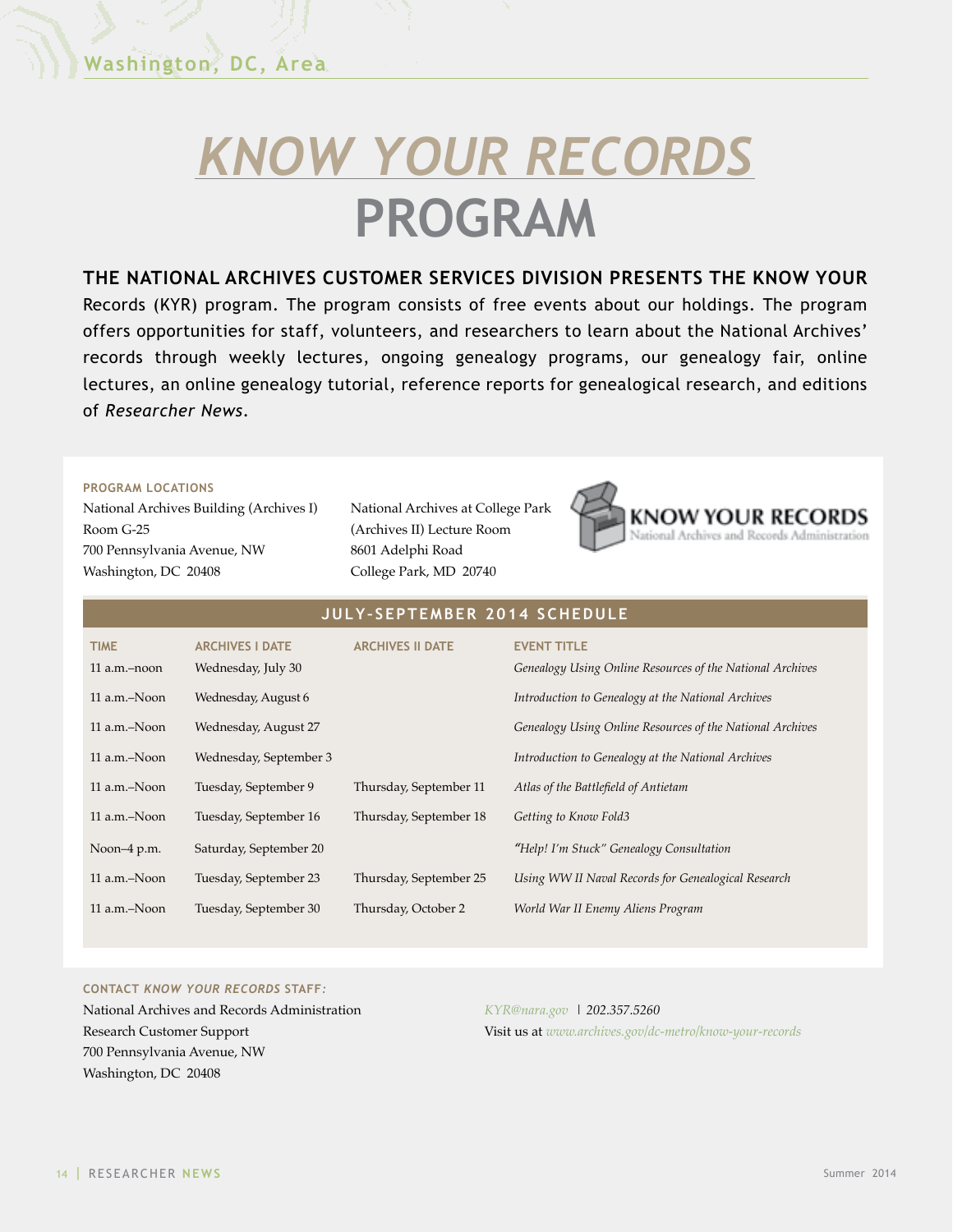# *KNOW YOUR RECORDS* PROGRAM

**THE NATIONAL ARCHIVES CUSTOMER SERVICES DIVISION PRESENTS THE KNOW YOUR** Records (KYR) program. The program consists of free events about our holdings. The program offers opportunities for staff, volunteers, and researchers to learn about the National Archives' records through weekly lectures, ongoing genealogy programs, our genealogy fair, online lectures, an online genealogy tutorial, reference reports for genealogical research, and editions of *Researcher News*.

**PROGRAM LOCATIONS**

National Archives Building (Archives I)
Room G-25
700 Pennsylvania Avenue, NW
Washington, DC 20408

National Archives at College Park
(Archives II) Lecture Room
8601 Adelphi Road
College Park, MD 20740

KNOW YOUR RECORDS
National Archives and Records Administration

## JULY-SEPTEMBER 2014 SCHEDULE

| TIME | ARCHIVES I DATE | ARCHIVES II DATE | EVENT TITLE |
|---|---|---|---|
| 11 a.m.–noon | Wednesday, July 30 | | *Genealogy Using Online Resources of the National Archives* |
| 11 a.m.–Noon | Wednesday, August 6 | | *Introduction to Genealogy at the National Archives* |
| 11 a.m.–Noon | Wednesday, August 27 | | *Genealogy Using Online Resources of the National Archives* |
| 11 a.m.–Noon | Wednesday, September 3 | | *Introduction to Genealogy at the National Archives* |
| 11 a.m.–Noon | Tuesday, September 9 | Thursday, September 11 | *Atlas of the Battlefield of Antietam* |
| 11 a.m.–Noon | Tuesday, September 16 | Thursday, September 18 | *Getting to Know Fold3* |
| Noon–4 p.m. | Saturday, September 20 | | *"Help! I'm Stuck" Genealogy Consultation* |
| 11 a.m.–Noon | Tuesday, September 23 | Thursday, September 25 | *Using WW II Naval Records for Genealogical Research* |
| 11 a.m.–Noon | Tuesday, September 30 | Thursday, October 2 | *World War II Enemy Aliens Program* |

**CONTACT *KNOW YOUR RECORDS* STAFF:**

National Archives and Records Administration
Research Customer Support
700 Pennsylvania Avenue, NW
Washington, DC 20408

*KYR@nara.gov* | *202.357.5260*
Visit us at *www.archives.gov/dc-metro/know-your-records*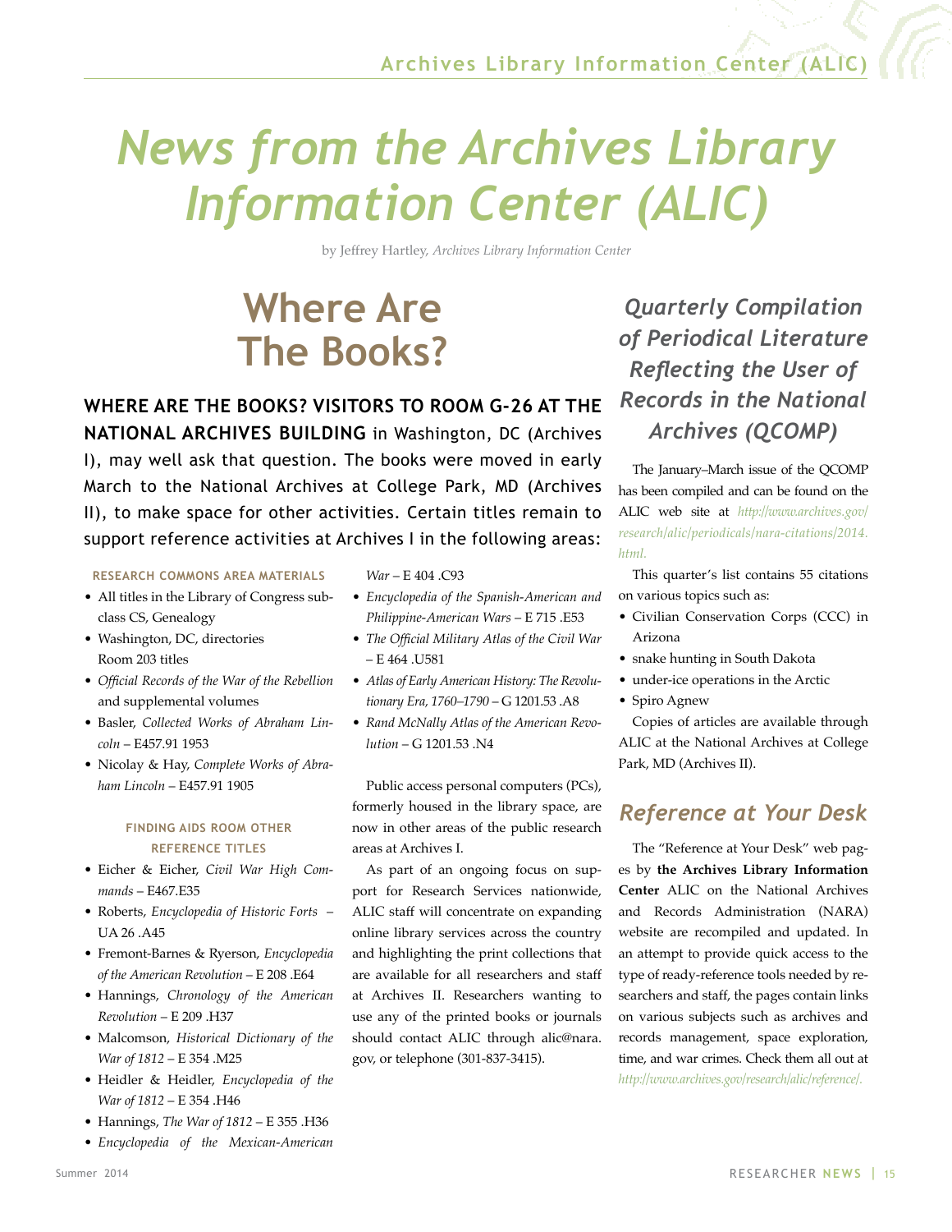# News from the Archives Library Information Center (ALIC)

by Jeffrey Hartley, *Archives Library Information Center*

## Where Are The Books?

**WHERE ARE THE BOOKS? VISITORS TO ROOM G-26 AT THE NATIONAL ARCHIVES BUILDING** in Washington, DC (Archives I), may well ask that question. The books were moved in early March to the National Archives at College Park, MD (Archives II), to make space for other activities. Certain titles remain to support reference activities at Archives I in the following areas:

#### RESEARCH COMMONS AREA MATERIALS

- All titles in the Library of Congress subclass CS, Genealogy
- Washington, DC, directories Room 203 titles
- *Official Records of the War of the Rebellion* and supplemental volumes
- Basler, *Collected Works of Abraham Lincoln* – E457.91 1953
- Nicolay & Hay, *Complete Works of Abraham Lincoln* – E457.91 1905

#### FINDING AIDS ROOM OTHER REFERENCE TITLES

- Eicher & Eicher, *Civil War High Commands* – E467.E35
- Roberts, *Encyclopedia of Historic Forts* – UA 26 .A45
- Fremont-Barnes & Ryerson, *Encyclopedia of the American Revolution* – E 208 .E64
- Hannings, *Chronology of the American Revolution* – E 209 .H37
- Malcomson, *Historical Dictionary of the War of 1812* – E 354 .M25
- Heidler & Heidler, *Encyclopedia of the War of 1812* – E 354 .H46
- Hannings, *The War of 1812* – E 355 .H36
- *Encyclopedia of the Mexican-American War* – E 404 .C93
- *Encyclopedia of the Spanish-American and Philippine-American Wars* – E 715 .E53
- *The Official Military Atlas of the Civil War* – E 464 .U581
- *Atlas of Early American History: The Revolutionary Era, 1760–1790* – G 1201.53 .A8
- *Rand McNally Atlas of the American Revolution* – G 1201.53 .N4

Public access personal computers (PCs), formerly housed in the library space, are now in other areas of the public research areas at Archives I.

As part of an ongoing focus on support for Research Services nationwide, ALIC staff will concentrate on expanding online library services across the country and highlighting the print collections that are available for all researchers and staff at Archives II. Researchers wanting to use any of the printed books or journals should contact ALIC through alic@nara.gov, or telephone (301-837-3415).

### *Quarterly Compilation of Periodical Literature Reflecting the User of Records in the National Archives (QCOMP)*

The January–March issue of the QCOMP has been compiled and can be found on the ALIC web site at *http://www.archives.gov/research/alic/periodicals/nara-citations/2014.html.*

This quarter's list contains 55 citations on various topics such as:

- Civilian Conservation Corps (CCC) in Arizona
- snake hunting in South Dakota
- under-ice operations in the Arctic
- Spiro Agnew

Copies of articles are available through ALIC at the National Archives at College Park, MD (Archives II).

### *Reference at Your Desk*

The "Reference at Your Desk" web pages by **the Archives Library Information Center** ALIC on the National Archives and Records Administration (NARA) website are recompiled and updated. In an attempt to provide quick access to the type of ready-reference tools needed by researchers and staff, the pages contain links on various subjects such as archives and records management, space exploration, time, and war crimes. Check them all out at *http://www.archives.gov/research/alic/reference/.*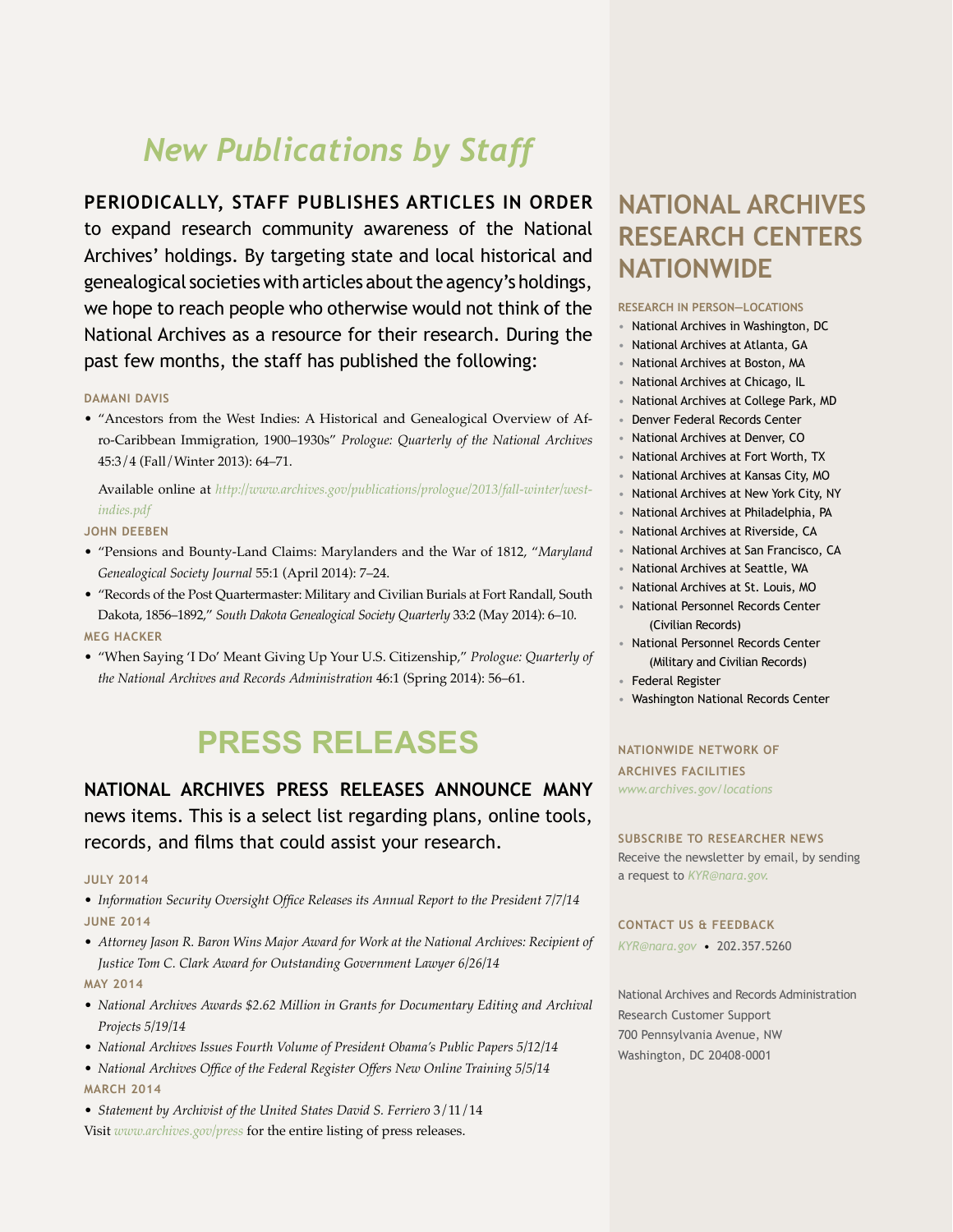# *New Publications by Staff*

**PERIODICALLY, STAFF PUBLISHES ARTICLES IN ORDER** to expand research community awareness of the National Archives' holdings. By targeting state and local historical and genealogical societies with articles about the agency's holdings, we hope to reach people who otherwise would not think of the National Archives as a resource for their research. During the past few months, the staff has published the following:

**DAMANI DAVIS**

- "Ancestors from the West Indies: A Historical and Genealogical Overview of Afro-Caribbean Immigration, 1900–1930s" *Prologue: Quarterly of the National Archives* 45:3/4 (Fall/Winter 2013): 64–71.

  Available online at *http://www.archives.gov/publications/prologue/2013/fall-winter/west-indies.pdf*

**JOHN DEEBEN**

- "Pensions and Bounty-Land Claims: Marylanders and the War of 1812, "*Maryland Genealogical Society Journal* 55:1 (April 2014): 7–24.
- "Records of the Post Quartermaster: Military and Civilian Burials at Fort Randall, South Dakota, 1856–1892," *South Dakota Genealogical Society Quarterly* 33:2 (May 2014): 6–10.

**MEG HACKER**

- "When Saying 'I Do' Meant Giving Up Your U.S. Citizenship," *Prologue: Quarterly of the National Archives and Records Administration* 46:1 (Spring 2014): 56–61.

# PRESS RELEASES

**NATIONAL ARCHIVES PRESS RELEASES ANNOUNCE MANY** news items. This is a select list regarding plans, online tools, records, and films that could assist your research.

**JULY 2014**

- *Information Security Oversight Office Releases its Annual Report to the President 7/7/14*

**JUNE 2014**

- *Attorney Jason R. Baron Wins Major Award for Work at the National Archives: Recipient of Justice Tom C. Clark Award for Outstanding Government Lawyer 6/26/14*

**MAY 2014**

- *National Archives Awards $2.62 Million in Grants for Documentary Editing and Archival Projects 5/19/14*
- *National Archives Issues Fourth Volume of President Obama's Public Papers 5/12/14*
- *National Archives Office of the Federal Register Offers New Online Training 5/5/14*

**MARCH 2014**

- *Statement by Archivist of the United States David S. Ferriero* 3/11/14

Visit *www.archives.gov/press* for the entire listing of press releases.

## NATIONAL ARCHIVES RESEARCH CENTERS NATIONWIDE

**RESEARCH IN PERSON—LOCATIONS**

- National Archives in Washington, DC
- National Archives at Atlanta, GA
- National Archives at Boston, MA
- National Archives at Chicago, IL
- National Archives at College Park, MD
- Denver Federal Records Center
- National Archives at Denver, CO
- National Archives at Fort Worth, TX
- National Archives at Kansas City, MO
- National Archives at New York City, NY
- National Archives at Philadelphia, PA
- National Archives at Riverside, CA
- National Archives at San Francisco, CA
- National Archives at Seattle, WA
- National Archives at St. Louis, MO
- National Personnel Records Center (Civilian Records)
- National Personnel Records Center (Military and Civilian Records)
- Federal Register
- Washington National Records Center

**NATIONWIDE NETWORK OF ARCHIVES FACILITIES**
*www.archives.gov/locations*

**SUBSCRIBE TO RESEARCHER NEWS**
Receive the newsletter by email, by sending a request to *KYR@nara.gov.*

**CONTACT US & FEEDBACK**
*KYR@nara.gov* • 202.357.5260

National Archives and Records Administration
Research Customer Support
700 Pennsylvania Avenue, NW
Washington, DC 20408-0001